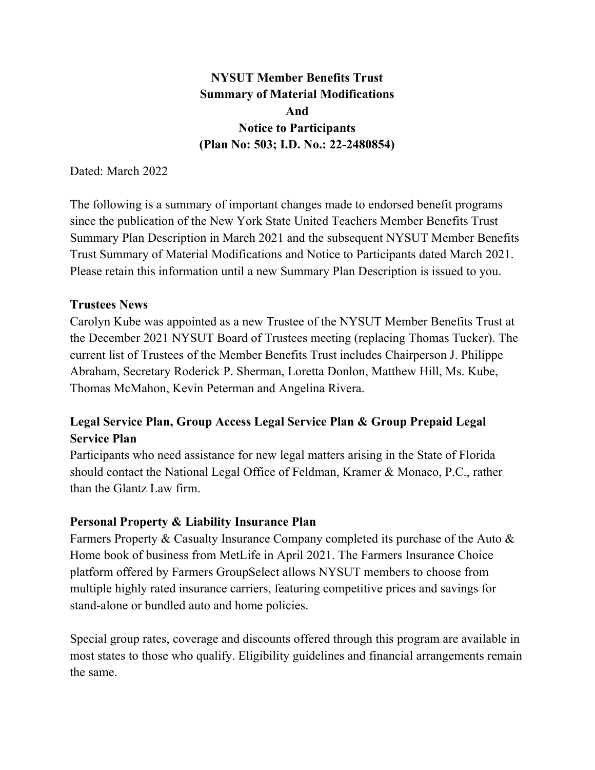# NYSUT Member Benefits Trust
# Summary of Material Modifications
# And
# Notice to Participants
# (Plan No: 503; I.D. No.: 22-2480854)

Dated: March 2022

The following is a summary of important changes made to endorsed benefit programs since the publication of the New York State United Teachers Member Benefits Trust Summary Plan Description in March 2021 and the subsequent NYSUT Member Benefits Trust Summary of Material Modifications and Notice to Participants dated March 2021. Please retain this information until a new Summary Plan Description is issued to you.

## Trustees News

Carolyn Kube was appointed as a new Trustee of the NYSUT Member Benefits Trust at the December 2021 NYSUT Board of Trustees meeting (replacing Thomas Tucker). The current list of Trustees of the Member Benefits Trust includes Chairperson J. Philippe Abraham, Secretary Roderick P. Sherman, Loretta Donlon, Matthew Hill, Ms. Kube, Thomas McMahon, Kevin Peterman and Angelina Rivera.

## Legal Service Plan, Group Access Legal Service Plan & Group Prepaid Legal Service Plan

Participants who need assistance for new legal matters arising in the State of Florida should contact the National Legal Office of Feldman, Kramer & Monaco, P.C., rather than the Glantz Law firm.

## Personal Property & Liability Insurance Plan

Farmers Property & Casualty Insurance Company completed its purchase of the Auto & Home book of business from MetLife in April 2021. The Farmers Insurance Choice platform offered by Farmers GroupSelect allows NYSUT members to choose from multiple highly rated insurance carriers, featuring competitive prices and savings for stand-alone or bundled auto and home policies.

Special group rates, coverage and discounts offered through this program are available in most states to those who qualify. Eligibility guidelines and financial arrangements remain the same.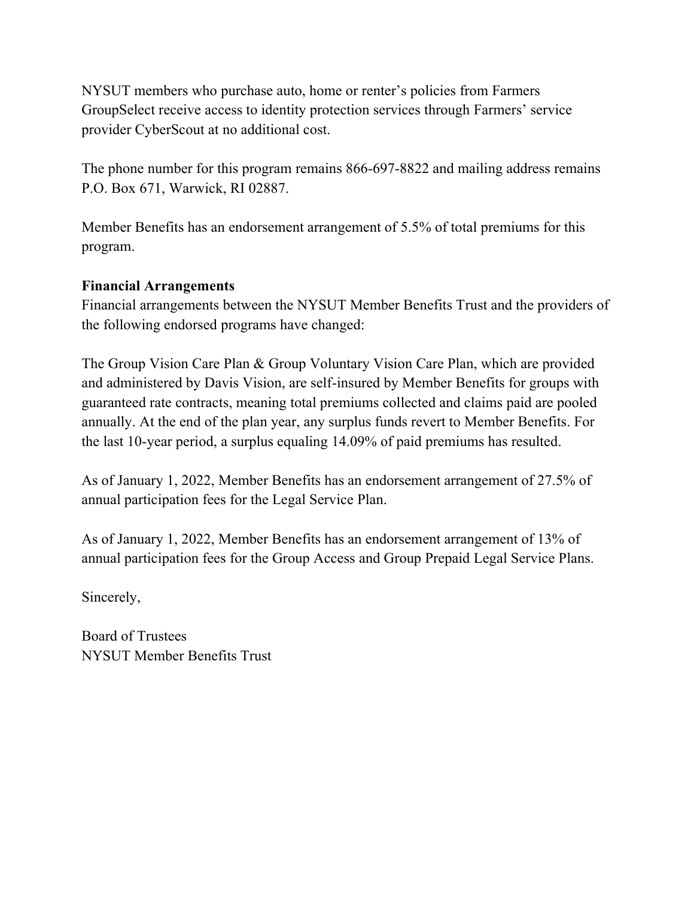NYSUT members who purchase auto, home or renter's policies from Farmers GroupSelect receive access to identity protection services through Farmers' service provider CyberScout at no additional cost.

The phone number for this program remains 866-697-8822 and mailing address remains P.O. Box 671, Warwick, RI 02887.

Member Benefits has an endorsement arrangement of 5.5% of total premiums for this program.

**Financial Arrangements**
Financial arrangements between the NYSUT Member Benefits Trust and the providers of the following endorsed programs have changed:

The Group Vision Care Plan & Group Voluntary Vision Care Plan, which are provided and administered by Davis Vision, are self-insured by Member Benefits for groups with guaranteed rate contracts, meaning total premiums collected and claims paid are pooled annually. At the end of the plan year, any surplus funds revert to Member Benefits. For the last 10-year period, a surplus equaling 14.09% of paid premiums has resulted.

As of January 1, 2022, Member Benefits has an endorsement arrangement of 27.5% of annual participation fees for the Legal Service Plan.

As of January 1, 2022, Member Benefits has an endorsement arrangement of 13% of annual participation fees for the Group Access and Group Prepaid Legal Service Plans.

Sincerely,

Board of Trustees
NYSUT Member Benefits Trust